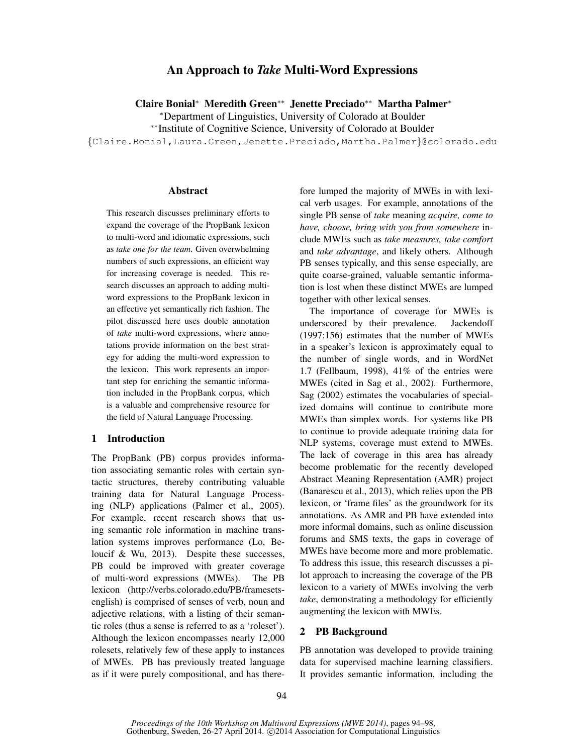# An Approach to *Take* Multi-Word Expressions

**Claire Bonial*** **Meredith Green**** **Jenette Preciado**** **Martha Palmer***

*Department of Linguistics, University of Colorado at Boulder

**Institute of Cognitive Science, University of Colorado at Boulder

{Claire.Bonial,Laura.Green,Jenette.Preciado,Martha.Palmer}@colorado.edu

## Abstract

This research discusses preliminary efforts to expand the coverage of the PropBank lexicon to multi-word and idiomatic expressions, such as *take one for the team*. Given overwhelming numbers of such expressions, an efficient way for increasing coverage is needed. This research discusses an approach to adding multi-word expressions to the PropBank lexicon in an effective yet semantically rich fashion. The pilot discussed here uses double annotation of *take* multi-word expressions, where annotations provide information on the best strategy for adding the multi-word expression to the lexicon. This work represents an important step for enriching the semantic information included in the PropBank corpus, which is a valuable and comprehensive resource for the field of Natural Language Processing.

## 1 Introduction

The PropBank (PB) corpus provides information associating semantic roles with certain syntactic structures, thereby contributing valuable training data for Natural Language Processing (NLP) applications (Palmer et al., 2005). For example, recent research shows that using semantic role information in machine translation systems improves performance (Lo, Beloucif & Wu, 2013). Despite these successes, PB could be improved with greater coverage of multi-word expressions (MWEs). The PB lexicon (http://verbs.colorado.edu/PB/framesets-english) is comprised of senses of verb, noun and adjective relations, with a listing of their semantic roles (thus a sense is referred to as a 'roleset'). Although the lexicon encompasses nearly 12,000 rolesets, relatively few of these apply to instances of MWEs. PB has previously treated language as if it were purely compositional, and has therefore lumped the majority of MWEs in with lexical verb usages. For example, annotations of the single PB sense of *take* meaning *acquire, come to have, choose, bring with you from somewhere* include MWEs such as *take measures, take comfort* and *take advantage*, and likely others. Although PB senses typically, and this sense especially, are quite coarse-grained, valuable semantic information is lost when these distinct MWEs are lumped together with other lexical senses.

The importance of coverage for MWEs is underscored by their prevalence. Jackendoff (1997:156) estimates that the number of MWEs in a speaker's lexicon is approximately equal to the number of single words, and in WordNet 1.7 (Fellbaum, 1998), 41% of the entries were MWEs (cited in Sag et al., 2002). Furthermore, Sag (2002) estimates the vocabularies of specialized domains will continue to contribute more MWEs than simplex words. For systems like PB to continue to provide adequate training data for NLP systems, coverage must extend to MWEs. The lack of coverage in this area has already become problematic for the recently developed Abstract Meaning Representation (AMR) project (Banarescu et al., 2013), which relies upon the PB lexicon, or 'frame files' as the groundwork for its annotations. As AMR and PB have extended into more informal domains, such as online discussion forums and SMS texts, the gaps in coverage of MWEs have become more and more problematic. To address this issue, this research discusses a pilot approach to increasing the coverage of the PB lexicon to a variety of MWEs involving the verb *take*, demonstrating a methodology for efficiently augmenting the lexicon with MWEs.

## 2 PB Background

PB annotation was developed to provide training data for supervised machine learning classifiers. It provides semantic information, including the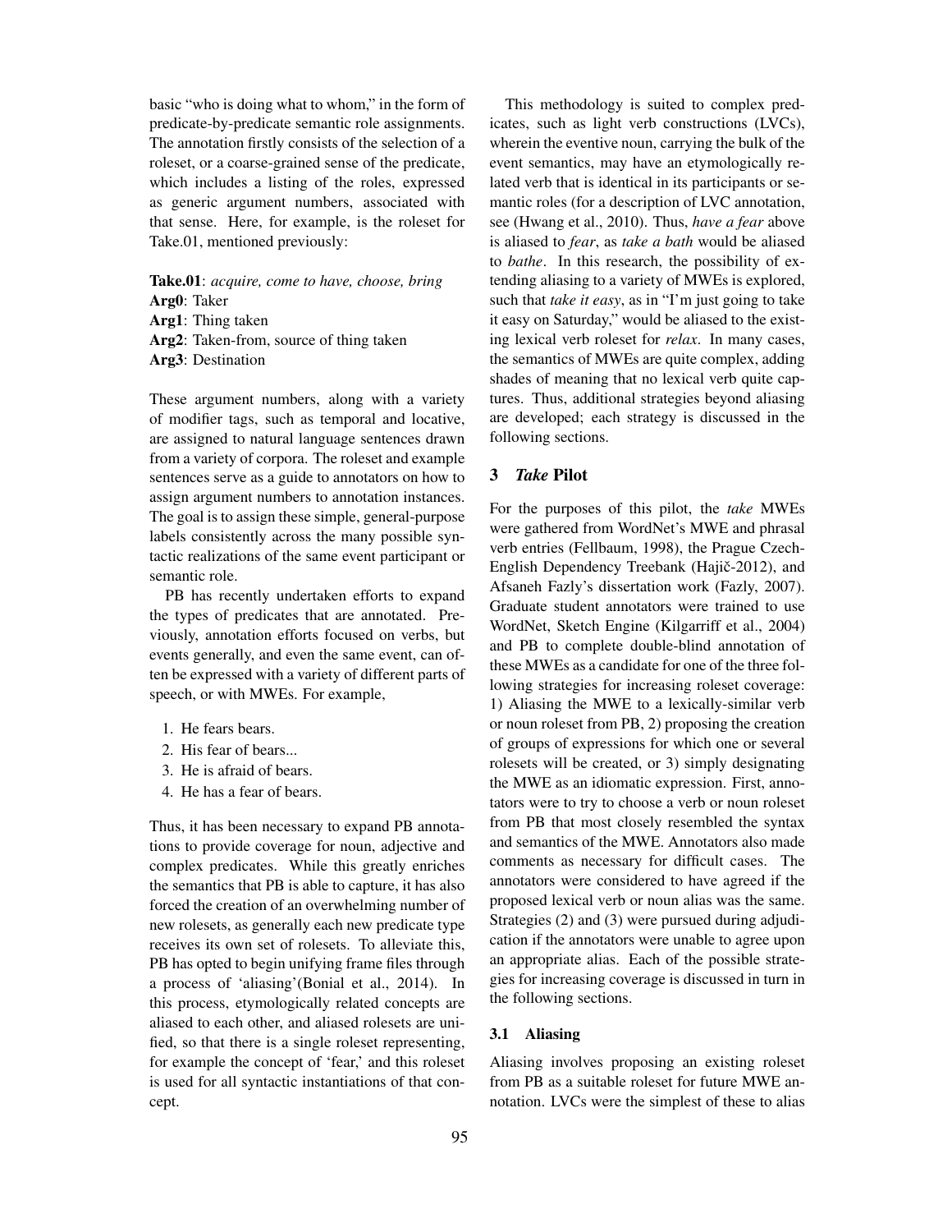basic "who is doing what to whom," in the form of predicate-by-predicate semantic role assignments. The annotation firstly consists of the selection of a roleset, or a coarse-grained sense of the predicate, which includes a listing of the roles, expressed as generic argument numbers, associated with that sense. Here, for example, is the roleset for Take.01, mentioned previously:

**Take.01**: *acquire, come to have, choose, bring*
**Arg0**: Taker
**Arg1**: Thing taken
**Arg2**: Taken-from, source of thing taken
**Arg3**: Destination

These argument numbers, along with a variety of modifier tags, such as temporal and locative, are assigned to natural language sentences drawn from a variety of corpora. The roleset and example sentences serve as a guide to annotators on how to assign argument numbers to annotation instances. The goal is to assign these simple, general-purpose labels consistently across the many possible syntactic realizations of the same event participant or semantic role.

PB has recently undertaken efforts to expand the types of predicates that are annotated. Previously, annotation efforts focused on verbs, but events generally, and even the same event, can often be expressed with a variety of different parts of speech, or with MWEs. For example,

1. He fears bears.
2. His fear of bears...
3. He is afraid of bears.
4. He has a fear of bears.

Thus, it has been necessary to expand PB annotations to provide coverage for noun, adjective and complex predicates. While this greatly enriches the semantics that PB is able to capture, it has also forced the creation of an overwhelming number of new rolesets, as generally each new predicate type receives its own set of rolesets. To alleviate this, PB has opted to begin unifying frame files through a process of 'aliasing'(Bonial et al., 2014). In this process, etymologically related concepts are aliased to each other, and aliased rolesets are unified, so that there is a single roleset representing, for example the concept of 'fear,' and this roleset is used for all syntactic instantiations of that concept.

This methodology is suited to complex predicates, such as light verb constructions (LVCs), wherein the eventive noun, carrying the bulk of the event semantics, may have an etymologically related verb that is identical in its participants or semantic roles (for a description of LVC annotation, see (Hwang et al., 2010). Thus, *have a fear* above is aliased to *fear*, as *take a bath* would be aliased to *bathe*. In this research, the possibility of extending aliasing to a variety of MWEs is explored, such that *take it easy*, as in "I'm just going to take it easy on Saturday," would be aliased to the existing lexical verb roleset for *relax*. In many cases, the semantics of MWEs are quite complex, adding shades of meaning that no lexical verb quite captures. Thus, additional strategies beyond aliasing are developed; each strategy is discussed in the following sections.

## 3 *Take* Pilot

For the purposes of this pilot, the *take* MWEs were gathered from WordNet's MWE and phrasal verb entries (Fellbaum, 1998), the Prague Czech-English Dependency Treebank (Hajič-2012), and Afsaneh Fazly's dissertation work (Fazly, 2007). Graduate student annotators were trained to use WordNet, Sketch Engine (Kilgarriff et al., 2004) and PB to complete double-blind annotation of these MWEs as a candidate for one of the three following strategies for increasing roleset coverage: 1) Aliasing the MWE to a lexically-similar verb or noun roleset from PB, 2) proposing the creation of groups of expressions for which one or several rolesets will be created, or 3) simply designating the MWE as an idiomatic expression. First, annotators were to try to choose a verb or noun roleset from PB that most closely resembled the syntax and semantics of the MWE. Annotators also made comments as necessary for difficult cases. The annotators were considered to have agreed if the proposed lexical verb or noun alias was the same. Strategies (2) and (3) were pursued during adjudication if the annotators were unable to agree upon an appropriate alias. Each of the possible strategies for increasing coverage is discussed in turn in the following sections.

### 3.1 Aliasing

Aliasing involves proposing an existing roleset from PB as a suitable roleset for future MWE annotation. LVCs were the simplest of these to alias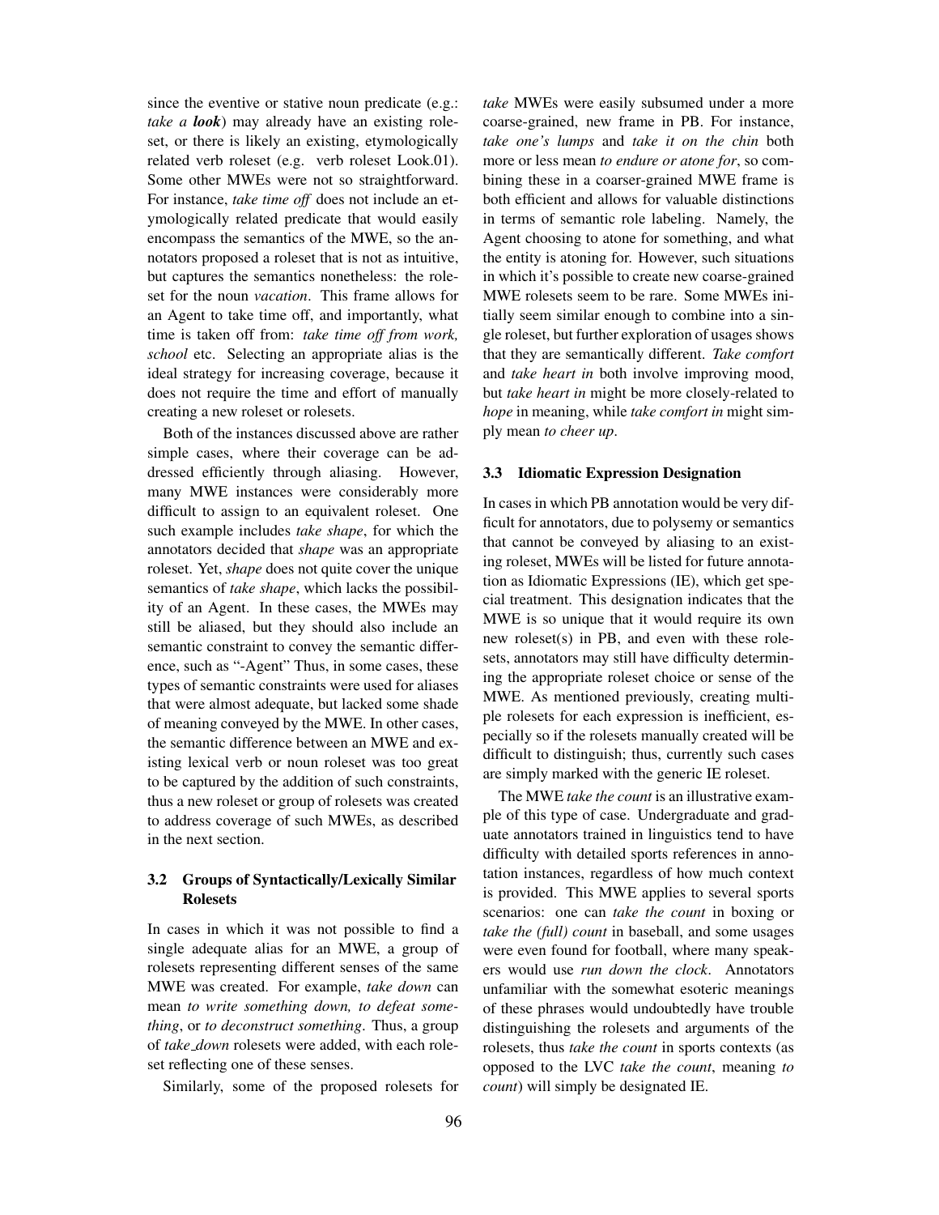since the eventive or stative noun predicate (e.g.: *take a **look***) may already have an existing roleset, or there is likely an existing, etymologically related verb roleset (e.g. verb roleset Look.01). Some other MWEs were not so straightforward. For instance, *take time off* does not include an etymologically related predicate that would easily encompass the semantics of the MWE, so the annotators proposed a roleset that is not as intuitive, but captures the semantics nonetheless: the roleset for the noun *vacation*. This frame allows for an Agent to take time off, and importantly, what time is taken off from: *take time off from work, school* etc. Selecting an appropriate alias is the ideal strategy for increasing coverage, because it does not require the time and effort of manually creating a new roleset or rolesets.

Both of the instances discussed above are rather simple cases, where their coverage can be addressed efficiently through aliasing. However, many MWE instances were considerably more difficult to assign to an equivalent roleset. One such example includes *take shape*, for which the annotators decided that *shape* was an appropriate roleset. Yet, *shape* does not quite cover the unique semantics of *take shape*, which lacks the possibility of an Agent. In these cases, the MWEs may still be aliased, but they should also include an semantic constraint to convey the semantic difference, such as "-Agent" Thus, in some cases, these types of semantic constraints were used for aliases that were almost adequate, but lacked some shade of meaning conveyed by the MWE. In other cases, the semantic difference between an MWE and existing lexical verb or noun roleset was too great to be captured by the addition of such constraints, thus a new roleset or group of rolesets was created to address coverage of such MWEs, as described in the next section.

### 3.2 Groups of Syntactically/Lexically Similar Rolesets

In cases in which it was not possible to find a single adequate alias for an MWE, a group of rolesets representing different senses of the same MWE was created. For example, *take down* can mean *to write something down, to defeat something*, or *to deconstruct something*. Thus, a group of *take_down* rolesets were added, with each roleset reflecting one of these senses.

Similarly, some of the proposed rolesets for *take* MWEs were easily subsumed under a more coarse-grained, new frame in PB. For instance, *take one's lumps* and *take it on the chin* both more or less mean *to endure or atone for*, so combining these in a coarser-grained MWE frame is both efficient and allows for valuable distinctions in terms of semantic role labeling. Namely, the Agent choosing to atone for something, and what the entity is atoning for. However, such situations in which it's possible to create new coarse-grained MWE rolesets seem to be rare. Some MWEs initially seem similar enough to combine into a single roleset, but further exploration of usages shows that they are semantically different. *Take comfort* and *take heart in* both involve improving mood, but *take heart in* might be more closely-related to *hope* in meaning, while *take comfort in* might simply mean *to cheer up*.

### 3.3 Idiomatic Expression Designation

In cases in which PB annotation would be very difficult for annotators, due to polysemy or semantics that cannot be conveyed by aliasing to an existing roleset, MWEs will be listed for future annotation as Idiomatic Expressions (IE), which get special treatment. This designation indicates that the MWE is so unique that it would require its own new roleset(s) in PB, and even with these rolesets, annotators may still have difficulty determining the appropriate roleset choice or sense of the MWE. As mentioned previously, creating multiple rolesets for each expression is inefficient, especially so if the rolesets manually created will be difficult to distinguish; thus, currently such cases are simply marked with the generic IE roleset.

The MWE *take the count* is an illustrative example of this type of case. Undergraduate and graduate annotators trained in linguistics tend to have difficulty with detailed sports references in annotation instances, regardless of how much context is provided. This MWE applies to several sports scenarios: one can *take the count* in boxing or *take the (full) count* in baseball, and some usages were even found for football, where many speakers would use *run down the clock*. Annotators unfamiliar with the somewhat esoteric meanings of these phrases would undoubtedly have trouble distinguishing the rolesets and arguments of the rolesets, thus *take the count* in sports contexts (as opposed to the LVC *take the count*, meaning *to count*) will simply be designated IE.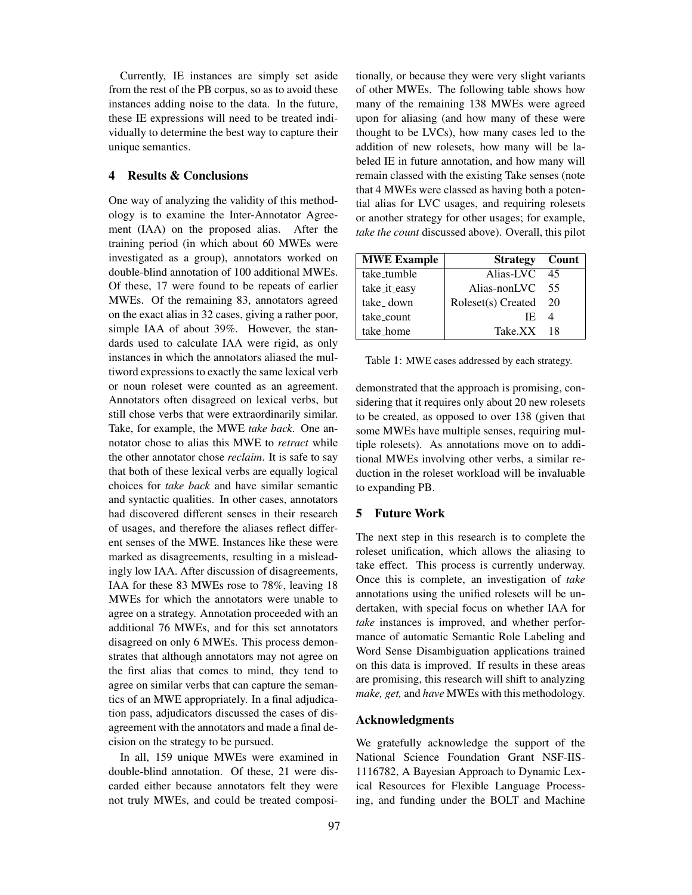Currently, IE instances are simply set aside from the rest of the PB corpus, so as to avoid these instances adding noise to the data. In the future, these IE expressions will need to be treated individually to determine the best way to capture their unique semantics.

## 4 Results & Conclusions

One way of analyzing the validity of this methodology is to examine the Inter-Annotator Agreement (IAA) on the proposed alias. After the training period (in which about 60 MWEs were investigated as a group), annotators worked on double-blind annotation of 100 additional MWEs. Of these, 17 were found to be repeats of earlier MWEs. Of the remaining 83, annotators agreed on the exact alias in 32 cases, giving a rather poor, simple IAA of about 39%. However, the standards used to calculate IAA were rigid, as only instances in which the annotators aliased the multiword expressions to exactly the same lexical verb or noun roleset were counted as an agreement. Annotators often disagreed on lexical verbs, but still chose verbs that were extraordinarily similar. Take, for example, the MWE *take back*. One annotator chose to alias this MWE to *retract* while the other annotator chose *reclaim*. It is safe to say that both of these lexical verbs are equally logical choices for *take back* and have similar semantic and syntactic qualities. In other cases, annotators had discovered different senses in their research of usages, and therefore the aliases reflect different senses of the MWE. Instances like these were marked as disagreements, resulting in a misleadingly low IAA. After discussion of disagreements, IAA for these 83 MWEs rose to 78%, leaving 18 MWEs for which the annotators were unable to agree on a strategy. Annotation proceeded with an additional 76 MWEs, and for this set annotators disagreed on only 6 MWEs. This process demonstrates that although annotators may not agree on the first alias that comes to mind, they tend to agree on similar verbs that can capture the semantics of an MWE appropriately. In a final adjudication pass, adjudicators discussed the cases of disagreement with the annotators and made a final decision on the strategy to be pursued.

In all, 159 unique MWEs were examined in double-blind annotation. Of these, 21 were discarded either because annotators felt they were not truly MWEs, and could be treated compositionally, or because they were very slight variants of other MWEs. The following table shows how many of the remaining 138 MWEs were agreed upon for aliasing (and how many of these were thought to be LVCs), how many cases led to the addition of new rolesets, how many will be labeled IE in future annotation, and how many will remain classed with the existing Take senses (note that 4 MWEs were classed as having both a potential alias for LVC usages, and requiring rolesets or another strategy for other usages; for example, *take the count* discussed above). Overall, this pilot demonstrated that the approach is promising, considering that it requires only about 20 new rolesets to be created, as opposed to over 138 (given that some MWEs have multiple senses, requiring multiple rolesets). As annotations move on to additional MWEs involving other verbs, a similar reduction in the roleset workload will be invaluable to expanding PB.

| MWE Example | Strategy | Count |
|---|---:|---|
| take_tumble | Alias-LVC | 45 |
| take_it_easy | Alias-nonLVC | 55 |
| take_ down | Roleset(s) Created | 20 |
| take_count | IE | 4 |
| take_home | Take.XX | 18 |

Table 1: MWE cases addressed by each strategy.

## 5 Future Work

The next step in this research is to complete the roleset unification, which allows the aliasing to take effect. This process is currently underway. Once this is complete, an investigation of *take* annotations using the unified rolesets will be undertaken, with special focus on whether IAA for *take* instances is improved, and whether performance of automatic Semantic Role Labeling and Word Sense Disambiguation applications trained on this data is improved. If results in these areas are promising, this research will shift to analyzing *make, get,* and *have* MWEs with this methodology.

### Acknowledgments

We gratefully acknowledge the support of the National Science Foundation Grant NSF-IIS-1116782, A Bayesian Approach to Dynamic Lexical Resources for Flexible Language Processing, and funding under the BOLT and Machine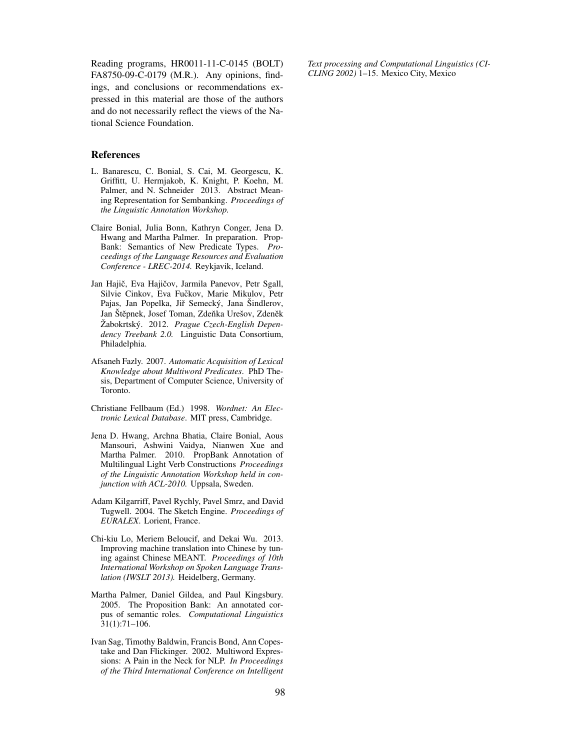Reading programs, HR0011-11-C-0145 (BOLT) FA8750-09-C-0179 (M.R.). Any opinions, findings, and conclusions or recommendations expressed in this material are those of the authors and do not necessarily reflect the views of the National Science Foundation.

## References

L. Banarescu, C. Bonial, S. Cai, M. Georgescu, K. Griffitt, U. Hermjakob, K. Knight, P. Koehn, M. Palmer, and N. Schneider 2013. Abstract Meaning Representation for Sembanking. *Proceedings of the Linguistic Annotation Workshop.*

Claire Bonial, Julia Bonn, Kathryn Conger, Jena D. Hwang and Martha Palmer. In preparation. PropBank: Semantics of New Predicate Types. *Proceedings of the Language Resources and Evaluation Conference - LREC-2014.* Reykjavik, Iceland.

Jan Hajič, Eva Hajičov, Jarmila Panevov, Petr Sgall, Silvie Cinkov, Eva Fučkov, Marie Mikulov, Petr Pajas, Jan Popelka, Jiř Semecký, Jana Šindlerov, Jan Štěpnek, Josef Toman, Zdeňka Urešov, Zdeněk Žabokrtský. 2012. *Prague Czech-English Dependency Treebank 2.0.* Linguistic Data Consortium, Philadelphia.

Afsaneh Fazly. 2007. *Automatic Acquisition of Lexical Knowledge about Multiword Predicates*. PhD Thesis, Department of Computer Science, University of Toronto.

Christiane Fellbaum (Ed.) 1998. *Wordnet: An Electronic Lexical Database*. MIT press, Cambridge.

Jena D. Hwang, Archna Bhatia, Claire Bonial, Aous Mansouri, Ashwini Vaidya, Nianwen Xue and Martha Palmer. 2010. PropBank Annotation of Multilingual Light Verb Constructions *Proceedings of the Linguistic Annotation Workshop held in conjunction with ACL-2010.* Uppsala, Sweden.

Adam Kilgarriff, Pavel Rychly, Pavel Smrz, and David Tugwell. 2004. The Sketch Engine. *Proceedings of EURALEX*. Lorient, France.

Chi-kiu Lo, Meriem Beloucif, and Dekai Wu. 2013. Improving machine translation into Chinese by tuning against Chinese MEANT. *Proceedings of 10th International Workshop on Spoken Language Translation (IWSLT 2013).* Heidelberg, Germany.

Martha Palmer, Daniel Gildea, and Paul Kingsbury. 2005. The Proposition Bank: An annotated corpus of semantic roles. *Computational Linguistics* 31(1):71–106.

Ivan Sag, Timothy Baldwin, Francis Bond, Ann Copestake and Dan Flickinger. 2002. Multiword Expressions: A Pain in the Neck for NLP. *In Proceedings of the Third International Conference on Intelligent Text processing and Computational Linguistics (CICLING 2002)* 1–15. Mexico City, Mexico